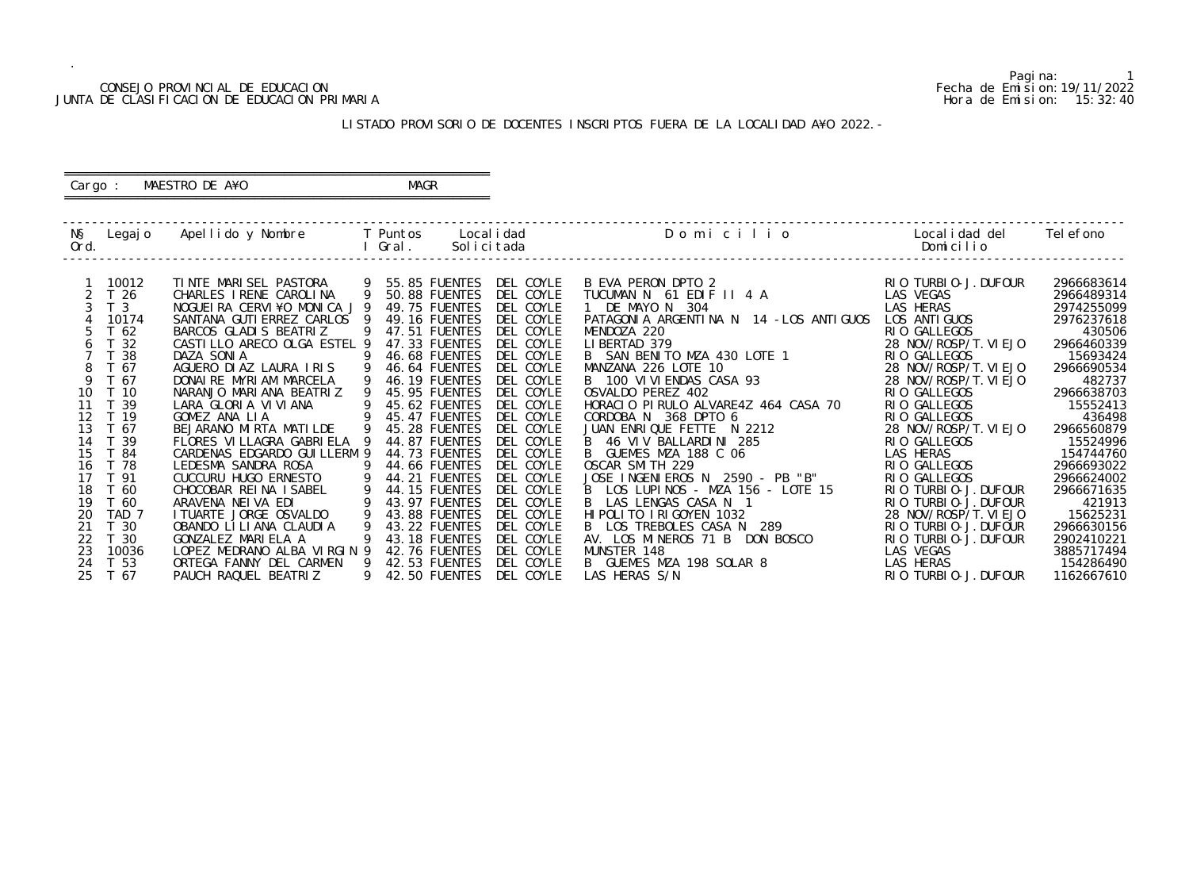CONSEJO PROVINCIAL DE EDUCACION
JUNTA DE CLASIFICACION DE EDUCACION PRIMARIA

Fecha de Emision:19/11/2022
Hora de Emision: 15:32:40

## LISTADO PROVISORIO DE DOCENTES INSCRIPTOS FUERA DE LA LOCALIDAD A¥O 2022.-

Cargo : MAESTRO DE A¥O MAGR

| Nº Ord. | Legajo | Apellido y Nombre | T I | Puntos Gral. | Localidad Solicitada | Domicilio | Localidad del Domicilio | Telefono |
|---|---|---|---|---|---|---|---|---|
| 1 | 10012 | TINTE MARISEL PASTORA | 9 | 55.85 | FUENTES DEL COYLE | B EVA PERON DPTO 2 | RIO TURBIO-J.DUFOUR | 2966683614 |
| 2 | T 26 | CHARLES IRENE CAROLINA | 9 | 50.88 | FUENTES DEL COYLE | TUCUMAN N 61 EDIF II 4 A | LAS VEGAS | 2966489314 |
| 3 | T 3 | NOGUEIRA CERVI¥O MONICA J | 9 | 49.75 | FUENTES DEL COYLE | 1 DE MAYO N 304 | LAS HERAS | 2974255099 |
| 4 | 10174 | SANTANA GUTIERREZ CARLOS | 9 | 49.16 | FUENTES DEL COYLE | PATAGONIA ARGENTINA N 14 -LOS ANTIGUOS | LOS ANTIGUOS | 2976237618 |
| 5 | T 62 | BARCOS GLADIS BEATRIZ | 9 | 47.51 | FUENTES DEL COYLE | MENDOZA 220 | RIO GALLEGOS | 430506 |
| 6 | T 32 | CASTILLO ARECO OLGA ESTEL | 9 | 47.33 | FUENTES DEL COYLE | LIBERTAD 379 | 28 NOV/ROSP/T.VIEJO | 2966460339 |
| 7 | T 38 | DAZA SONIA | 9 | 46.68 | FUENTES DEL COYLE | B SAN BENITO MZA 430 LOTE 1 | RIO GALLEGOS | 15693424 |
| 8 | T 67 | AGUERO DIAZ LAURA IRIS | 9 | 46.64 | FUENTES DEL COYLE | MANZANA 226 LOTE 10 | 28 NOV/ROSP/T.VIEJO | 2966690534 |
| 9 | T 67 | DONAIRE MYRIAM MARCELA | 9 | 46.19 | FUENTES DEL COYLE | B 100 VIVIENDAS CASA 93 | 28 NOV/ROSP/T.VIEJO | 482737 |
| 10 | T 10 | NARANJO MARIANA BEATRIZ | 9 | 45.95 | FUENTES DEL COYLE | OSVALDO PEREZ 402 | RIO GALLEGOS | 2966638703 |
| 11 | T 39 | LARA GLORIA VIVIANA | 9 | 45.62 | FUENTES DEL COYLE | HORACIO PIRULO ALVARE4Z 464 CASA 70 | RIO GALLEGOS | 15552413 |
| 12 | T 19 | GOMEZ ANA LIA | 9 | 45.47 | FUENTES DEL COYLE | CORDOBA N 368 DPTO 6 | RIO GALLEGOS | 436498 |
| 13 | T 67 | BEJARANO MIRTA MATILDE | 9 | 45.28 | FUENTES DEL COYLE | JUAN ENRIQUE FETTE N 2212 | 28 NOV/ROSP/T.VIEJO | 2966560879 |
| 14 | T 39 | FLORES VILLAGRA GABRIELA | 9 | 44.87 | FUENTES DEL COYLE | B 46 VIV BALLARDINI 285 | RIO GALLEGOS | 15524996 |
| 15 | T 84 | CARDENAS EDGARDO GUILLERM | 9 | 44.73 | FUENTES DEL COYLE | B GUEMES MZA 188 C 06 | LAS HERAS | 154744760 |
| 16 | T 78 | LEDESMA SANDRA ROSA | 9 | 44.66 | FUENTES DEL COYLE | OSCAR SMITH 229 | RIO GALLEGOS | 2966693022 |
| 17 | T 91 | CUCCURU HUGO ERNESTO | 9 | 44.21 | FUENTES DEL COYLE | JOSE INGENIEROS N 2590 - PB "B" | RIO GALLEGOS | 2966624002 |
| 18 | T 60 | CHOCOBAR REINA ISABEL | 9 | 44.15 | FUENTES DEL COYLE | B LOS LUPINOS - MZA 156 - LOTE 15 | RIO TURBIO-J.DUFOUR | 2966671635 |
| 19 | T 60 | ARAVENA NEIVA EDI | 9 | 43.97 | FUENTES DEL COYLE | B LAS LENGAS CASA N 1 | RIO TURBIO-J.DUFOUR | 421913 |
| 20 | TAD 7 | ITUARTE JORGE OSVALDO | 9 | 43.88 | FUENTES DEL COYLE | HIPOLITO IRIGOYEN 1032 | 28 NOV/ROSP/T.VIEJO | 15625231 |
| 21 | T 30 | OBANDO LILIANA CLAUDIA | 9 | 43.22 | FUENTES DEL COYLE | B LOS TREBOLES CASA N 289 | RIO TURBIO-J.DUFOUR | 2966630156 |
| 22 | T 30 | GONZALEZ MARIELA A | 9 | 43.18 | FUENTES DEL COYLE | AV. LOS MINEROS 71 B DON BOSCO | RIO TURBIO-J.DUFOUR | 2902410221 |
| 23 | 10036 | LOPEZ MEDRANO ALBA VIRGIN | 9 | 42.76 | FUENTES DEL COYLE | MUNSTER 148 | LAS VEGAS | 3885717494 |
| 24 | T 53 | ORTEGA FANNY DEL CARMEN | 9 | 42.53 | FUENTES DEL COYLE | B GUEMES MZA 198 SOLAR 8 | LAS HERAS | 154286490 |
| 25 | T 67 | PAUCH RAQUEL BEATRIZ | 9 | 42.50 | FUENTES DEL COYLE | LAS HERAS S/N | RIO TURBIO-J.DUFOUR | 1162667610 |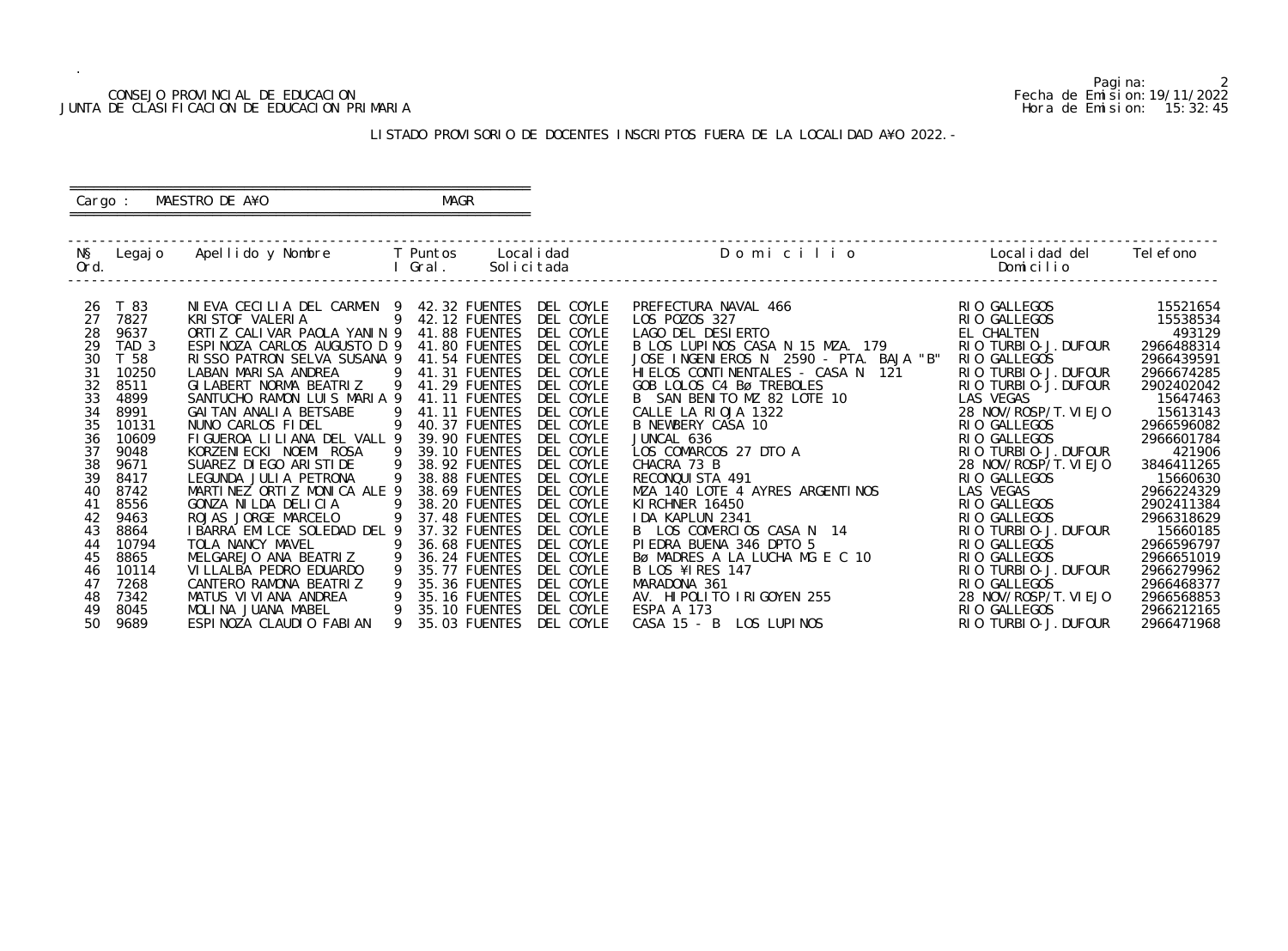CONSEJO PROVINCIAL DE EDUCACION
JUNTA DE CLASIFICACION DE EDUCACION PRIMARIA

Fecha de Emision:19/11/2022
Hora de Emision: 15:32:45

## LISTADO PROVISORIO DE DOCENTES INSCRIPTOS FUERA DE LA LOCALIDAD A¥O 2022.-

Cargo : MAESTRO DE A¥O MAGR

| N§ Ord. | Legajo | Apellido y Nombre | T I | Puntos Gral. | Localidad Solicitada | Domicilio | Localidad del Domicilio | Telefono |
|---|---|---|---|---|---|---|---|---|
| 26 | T 83 | NIEVA CECILIA DEL CARMEN | 9 | 42.32 | FUENTES DEL COYLE | PREFECTURA NAVAL 466 | RIO GALLEGOS | 15521654 |
| 27 | 7827 | KRISTOF VALERIA | 9 | 42.12 | FUENTES DEL COYLE | LOS POZOS 327 | RIO GALLEGOS | 15538534 |
| 28 | 9637 | ORTIZ CALIVAR PAOLA YANIN | 9 | 41.88 | FUENTES DEL COYLE | LAGO DEL DESIERTO | EL CHALTEN | 493129 |
| 29 | TAD 3 | ESPINOZA CARLOS AUGUSTO D | 9 | 41.80 | FUENTES DEL COYLE | B LOS LUPINOS CASA N 15 MZA. 179 | RIO TURBIO-J.DUFOUR | 2966488314 |
| 30 | T 58 | RISSO PATRON SELVA SUSANA | 9 | 41.54 | FUENTES DEL COYLE | JOSE INGENIEROS N 2590 - PTA. BAJA "B" | RIO GALLEGOS | 2966439591 |
| 31 | 10250 | LABAN MARISA ANDREA | 9 | 41.31 | FUENTES DEL COYLE | HIELOS CONTINENTALES - CASA N 121 | RIO TURBIO-J.DUFOUR | 2966674285 |
| 32 | 8511 | GILABERT NORMA BEATRIZ | 9 | 41.29 | FUENTES DEL COYLE | GOB LOLOS C4 Bø TREBOLES | RIO TURBIO-J.DUFOUR | 2902402042 |
| 33 | 4899 | SANTUCHO RAMON LUIS MARIA | 9 | 41.11 | FUENTES DEL COYLE | B SAN BENITO MZ 82 LOTE 10 | LAS VEGAS | 15647463 |
| 34 | 8991 | GAITAN ANALIA BETSABE | 9 | 41.11 | FUENTES DEL COYLE | CALLE LA RIOJA 1322 | 28 NOV/ROSP/T.VIEJO | 15613143 |
| 35 | 10131 | NUNO CARLOS FIDEL | 9 | 40.37 | FUENTES DEL COYLE | B NEWBERY CASA 10 | RIO GALLEGOS | 2966596082 |
| 36 | 10609 | FIGUEROA LILIANA DEL VALL | 9 | 39.90 | FUENTES DEL COYLE | JUNCAL 636 | RIO GALLEGOS | 2966601784 |
| 37 | 9048 | KORZENIECKI NOEMI ROSA | 9 | 39.10 | FUENTES DEL COYLE | LOS COMARCOS 27 DTO A | RIO TURBIO-J.DUFOUR | 421906 |
| 38 | 9671 | SUAREZ DIEGO ARISTIDE | 9 | 38.92 | FUENTES DEL COYLE | CHACRA 73 B | 28 NOV/ROSP/T.VIEJO | 3846411265 |
| 39 | 8417 | LEGUNDA JULIA PETRONA | 9 | 38.88 | FUENTES DEL COYLE | RECONQUISTA 491 | RIO GALLEGOS | 15660630 |
| 40 | 8742 | MARTINEZ ORTIZ MONICA ALE | 9 | 38.69 | FUENTES DEL COYLE | MZA 140 LOTE 4 AYRES ARGENTINOS | LAS VEGAS | 2966224329 |
| 41 | 8556 | GONZA NILDA DELICIA | 9 | 38.20 | FUENTES DEL COYLE | KIRCHNER 16450 | RIO GALLEGOS | 2902411384 |
| 42 | 9463 | ROJAS JORGE MARCELO | 9 | 37.48 | FUENTES DEL COYLE | IDA KAPLUN 2341 | RIO GALLEGOS | 2966318629 |
| 43 | 8864 | IBARRA EMILCE SOLEDAD DEL | 9 | 37.32 | FUENTES DEL COYLE | B LOS COMERCIOS CASA N 14 | RIO TURBIO-J.DUFOUR | 15660185 |
| 44 | 10794 | TOLA NANCY MAVEL | 9 | 36.68 | FUENTES DEL COYLE | PIEDRA BUENA 346 DPTO 5 | RIO GALLEGOS | 2966596797 |
| 45 | 8865 | MELGAREJO ANA BEATRIZ | 9 | 36.24 | FUENTES DEL COYLE | Bø MADRES A LA LUCHA MG E C 10 | RIO GALLEGOS | 2966651019 |
| 46 | 10114 | VILLALBA PEDRO EDUARDO | 9 | 35.77 | FUENTES DEL COYLE | B LOS ¥IRES 147 | RIO TURBIO-J.DUFOUR | 2966279962 |
| 47 | 7268 | CANTERO RAMONA BEATRIZ | 9 | 35.36 | FUENTES DEL COYLE | MARADONA 361 | RIO GALLEGOS | 2966468377 |
| 48 | 7342 | MATUS VIVIANA ANDREA | 9 | 35.16 | FUENTES DEL COYLE | AV. HIPOLITO IRIGOYEN 255 | 28 NOV/ROSP/T.VIEJO | 2966568853 |
| 49 | 8045 | MOLINA JUANA MABEL | 9 | 35.10 | FUENTES DEL COYLE | ESPA A 173 | RIO GALLEGOS | 2966212165 |
| 50 | 9689 | ESPINOZA CLAUDIO FABIAN | 9 | 35.03 | FUENTES DEL COYLE | CASA 15 - B LOS LUPINOS | RIO TURBIO-J.DUFOUR | 2966471968 |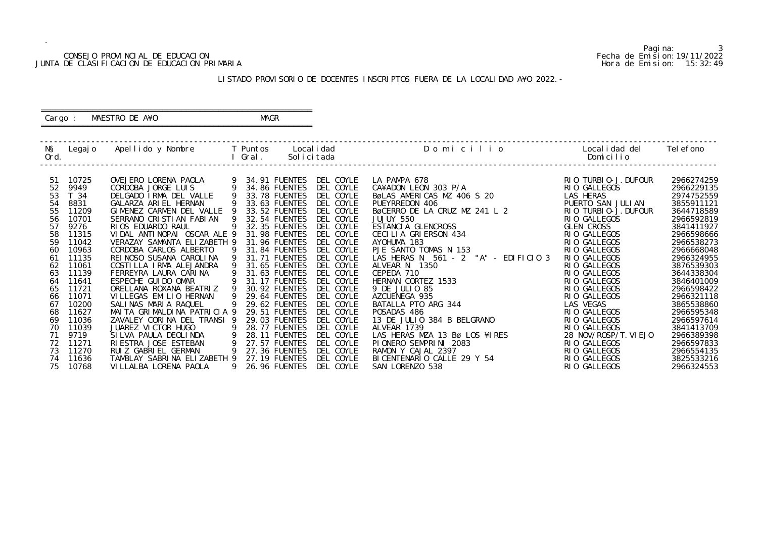CONSEJO PROVINCIAL DE EDUCACION
JUNTA DE CLASIFICACION DE EDUCACION PRIMARIA

Pagina: 3
Fecha de Emision: 19/11/2022
Hora de Emision: 15:32:49

LISTADO PROVISORIO DE DOCENTES INSCRIPTOS FUERA DE LA LOCALIDAD A¥O 2022.-

Cargo : MAESTRO DE A¥O MAGR

| N§ Ord. | Legajo | Apellido y Nombre | T I | Puntos Gral. | Localidad Solicitada | Domicilio | Localidad del Domicilio | Telefono |
|---|---|---|---|---|---|---|---|---|
| 51 | 10725 | OVEJERO LORENA PAOLA | 9 | 34.91 | FUENTES DEL COYLE | LA PAMPA 678 | RIO TURBIO-J.DUFOUR | 2966274259 |
| 52 | 9949 | CORDOBA JORGE LUIS | 9 | 34.86 | FUENTES DEL COYLE | CA¥ADON LEON 303 P/A | RIO GALLEGOS | 2966229135 |
| 53 | T 34 | DELGADO IRMA DEL VALLE | 9 | 33.78 | FUENTES DEL COYLE | BøLAS AMERICAS MZ 406 S 20 | LAS HERAS | 2974752559 |
| 54 | 8831 | GALARZA ARIEL HERNAN | 9 | 33.63 | FUENTES DEL COYLE | PUEYRREDON 406 | PUERTO SAN JULIAN | 3855911121 |
| 55 | 11209 | GIMENEZ CARMEN DEL VALLE | 9 | 33.52 | FUENTES DEL COYLE | BøCERRO DE LA CRUZ MZ 241 L 2 | RIO TURBIO-J.DUFOUR | 3644718589 |
| 56 | 10701 | SERRANO CRISTIAN FABIAN | 9 | 32.54 | FUENTES DEL COYLE | JUJUY 550 | RIO GALLEGOS | 2966592819 |
| 57 | 9276 | RIOS EDUARDO RAUL | 9 | 32.35 | FUENTES DEL COYLE | ESTANCIA GLENCROSS | GLEN CROSS | 3841411927 |
| 58 | 11315 | VIDAL ANTINOPAI OSCAR ALE | 9 | 31.98 | FUENTES DEL COYLE | CECILIA GRIERSON 434 | RIO GALLEGOS | 2966598666 |
| 59 | 11042 | VERAZAY SAMANTA ELIZABETH | 9 | 31.96 | FUENTES DEL COYLE | AYOHUMA 183 | RIO GALLEGOS | 2966538273 |
| 60 | 10963 | CORDOBA CARLOS ALBERTO | 9 | 31.84 | FUENTES DEL COYLE | PJE SANTO TOMAS N 153 | RIO GALLEGOS | 2966668048 |
| 61 | 11135 | REINOSO SUSANA CAROLINA | 9 | 31.71 | FUENTES DEL COYLE | LAS HERAS N 561 - 2 "A" - EDIFICIO 3 | RIO GALLEGOS | 2966324955 |
| 62 | 11061 | COSTILLA IRMA ALEJANDRA | 9 | 31.65 | FUENTES DEL COYLE | ALVEAR N 1350 | RIO GALLEGOS | 3876539303 |
| 63 | 11139 | FERREYRA LAURA CARINA | 9 | 31.63 | FUENTES DEL COYLE | CEPEDA 710 | RIO GALLEGOS | 3644338304 |
| 64 | 11641 | ESPECHE GUIDO OMAR | 9 | 31.17 | FUENTES DEL COYLE | HERNAN CORTEZ 1533 | RIO GALLEGOS | 3846401009 |
| 65 | 11721 | ORELLANA ROXANA BEATRIZ | 9 | 30.92 | FUENTES DEL COYLE | 9 DE JULIO 85 | RIO GALLEGOS | 2966598422 |
| 66 | 11071 | VILLEGAS EMILIO HERNAN | 9 | 29.64 | FUENTES DEL COYLE | AZCUENEGA 935 | RIO GALLEGOS | 2966321118 |
| 67 | 10200 | SALINAS MARIA RAQUEL | 9 | 29.62 | FUENTES DEL COYLE | BATALLA PTO ARG 344 | LAS VEGAS | 3865538860 |
| 68 | 11627 | MAITA GRIMALDINA PATRICIA | 9 | 29.51 | FUENTES DEL COYLE | POSADAS 486 | RIO GALLEGOS | 2966595348 |
| 69 | 11036 | ZAVALEY CORINA DEL TRANSI | 9 | 29.03 | FUENTES DEL COYLE | 13 DE JULIO 384 B BELGRANO | RIO GALLEGOS | 2966597614 |
| 70 | 11039 | JUAREZ VICTOR HUGO | 9 | 28.77 | FUENTES DEL COYLE | ALVEAR 1739 | RIO GALLEGOS | 3841413709 |
| 71 | 9719 | SILVA PAULA DEOLINDA | 9 | 28.11 | FUENTES DEL COYLE | LAS HERAS MZA 13 Bø LOS ¥IRES | 28 NOV/ROSP/T.VIEJO | 2966389398 |
| 72 | 11271 | RIESTRA JOSE ESTEBAN | 9 | 27.57 | FUENTES DEL COYLE | PIONERO SEMPRINI 2083 | RIO GALLEGOS | 2966597833 |
| 73 | 11270 | RUIZ GABRIEL GERMAN | 9 | 27.36 | FUENTES DEL COYLE | RAMON Y CAJAL 2397 | RIO GALLEGOS | 2966554135 |
| 74 | 11636 | TAMBLAY SABRINA ELIZABETH | 9 | 27.19 | FUENTES DEL COYLE | BICENTENARIO CALLE 29 Y 54 | RIO GALLEGOS | 3825533216 |
| 75 | 10768 | VILLALBA LORENA PAOLA | 9 | 26.96 | FUENTES DEL COYLE | SAN LORENZO 538 | RIO GALLEGOS | 2966324553 |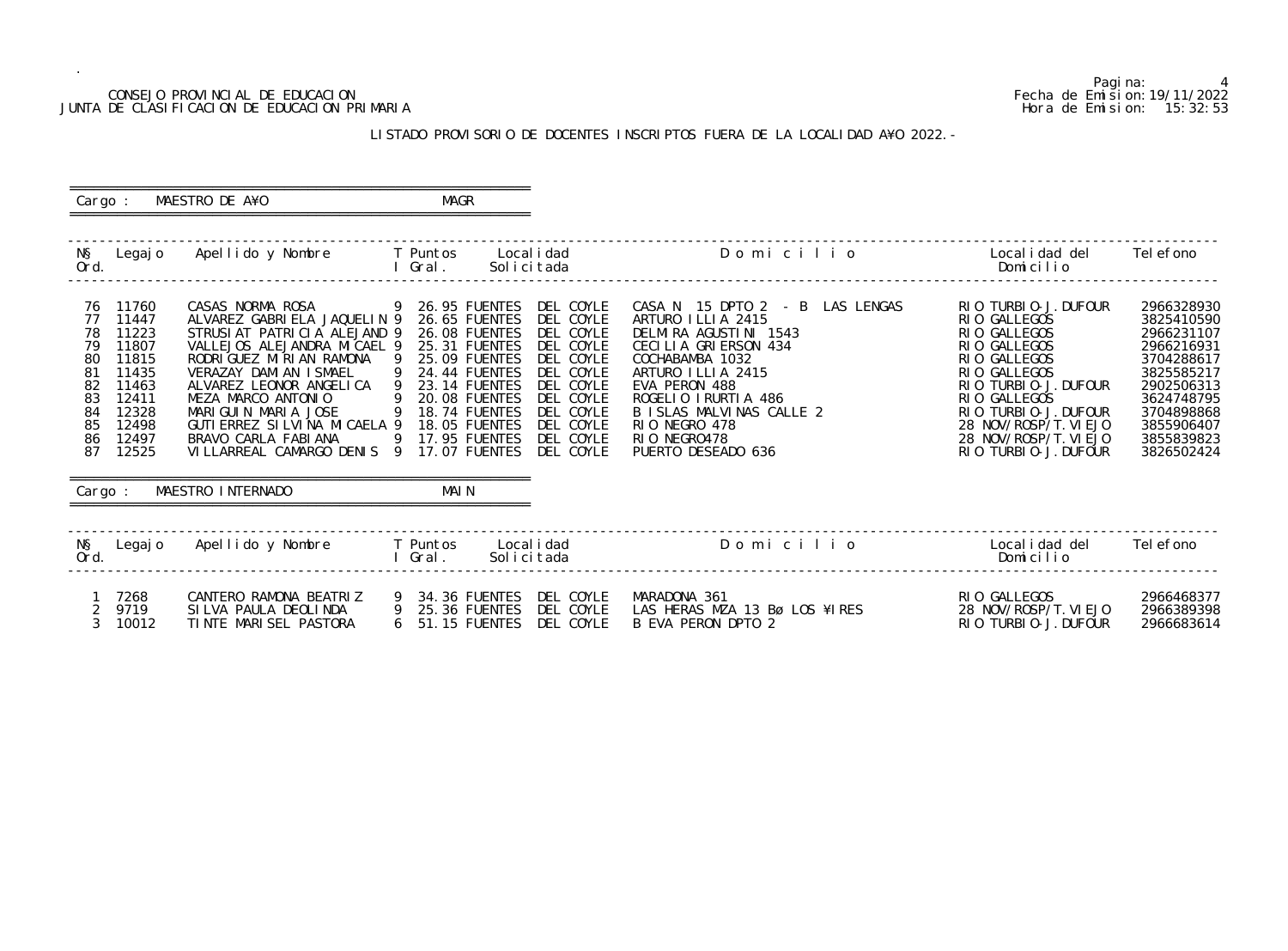CONSEJO PROVINCIAL DE EDUCACION
JUNTA DE CLASIFICACION DE EDUCACION PRIMARIA

Fecha de Emision: 19/11/2022
Hora de Emision: 15:32:53

## LISTADO PROVISORIO DE DOCENTES INSCRIPTOS FUERA DE LA LOCALIDAD A¥O 2022.-

**Cargo : MAESTRO DE A¥O — MAGR**

| N§ Ord. | Legajo | Apellido y Nombre | T I | Puntos Gral. | Localidad Solicitada | Domicilio | Localidad del Domicilio | Telefono |
|---|---|---|---|---|---|---|---|---|
| 76 | 11760 | CASAS NORMA ROSA | 9 | 26.95 | FUENTES DEL COYLE | CASA N 15 DPTO 2 - B LAS LENGAS | RIO TURBIO-J.DUFOUR | 2966328930 |
| 77 | 11447 | ALVAREZ GABRIELA JAQUELIN | 9 | 26.65 | FUENTES DEL COYLE | ARTURO ILLIA 2415 | RIO GALLEGOS | 3825410590 |
| 78 | 11223 | STRUSIAT PATRICIA ALEJAND | 9 | 26.08 | FUENTES DEL COYLE | DELMIRA AGUSTINI 1543 | RIO GALLEGOS | 2966231107 |
| 79 | 11807 | VALLEJOS ALEJANDRA MICAEL | 9 | 25.31 | FUENTES DEL COYLE | CECILIA GRIERSON 434 | RIO GALLEGOS | 2966216931 |
| 80 | 11815 | RODRIGUEZ MIRIAN RAMONA | 9 | 25.09 | FUENTES DEL COYLE | COCHABAMBA 1032 | RIO GALLEGOS | 3704288617 |
| 81 | 11435 | VERAZAY DAMIAN ISMAEL | 9 | 24.44 | FUENTES DEL COYLE | ARTURO ILLIA 2415 | RIO GALLEGOS | 3825585217 |
| 82 | 11463 | ALVAREZ LEONOR ANGELICA | 9 | 23.14 | FUENTES DEL COYLE | EVA PERON 488 | RIO TURBIO-J.DUFOUR | 2902506313 |
| 83 | 12411 | MEZA MARCO ANTONIO | 9 | 20.08 | FUENTES DEL COYLE | ROGELIO IRURTIA 486 | RIO GALLEGOS | 3624748795 |
| 84 | 12328 | MARIGUIN MARIA JOSE | 9 | 18.74 | FUENTES DEL COYLE | B ISLAS MALVINAS CALLE 2 | RIO TURBIO-J.DUFOUR | 3704898868 |
| 85 | 12498 | GUTIERREZ SILVINA MICAELA | 9 | 18.05 | FUENTES DEL COYLE | RIO NEGRO 478 | 28 NOV/ROSP/T.VIEJO | 3855906407 |
| 86 | 12497 | BRAVO CARLA FABIANA | 9 | 17.95 | FUENTES DEL COYLE | RIO NEGRO478 | 28 NOV/ROSP/T.VIEJO | 3855839823 |
| 87 | 12525 | VILLARREAL CAMARGO DENIS | 9 | 17.07 | FUENTES DEL COYLE | PUERTO DESEADO 636 | RIO TURBIO-J.DUFOUR | 3826502424 |

**Cargo : MAESTRO INTERNADO — MAIN**

| N§ Ord. | Legajo | Apellido y Nombre | T I | Puntos Gral. | Localidad Solicitada | Domicilio | Localidad del Domicilio | Telefono |
|---|---|---|---|---|---|---|---|---|
| 1 | 7268 | CANTERO RAMONA BEATRIZ | 9 | 34.36 | FUENTES DEL COYLE | MARADONA 361 | RIO GALLEGOS | 2966468377 |
| 2 | 9719 | SILVA PAULA DEOLINDA | 9 | 25.36 | FUENTES DEL COYLE | LAS HERAS MZA 13 Bø LOS ¥IRES | 28 NOV/ROSP/T.VIEJO | 2966389398 |
| 3 | 10012 | TINTE MARISEL PASTORA | 6 | 51.15 | FUENTES DEL COYLE | B EVA PERON DPTO 2 | RIO TURBIO-J.DUFOUR | 2966683614 |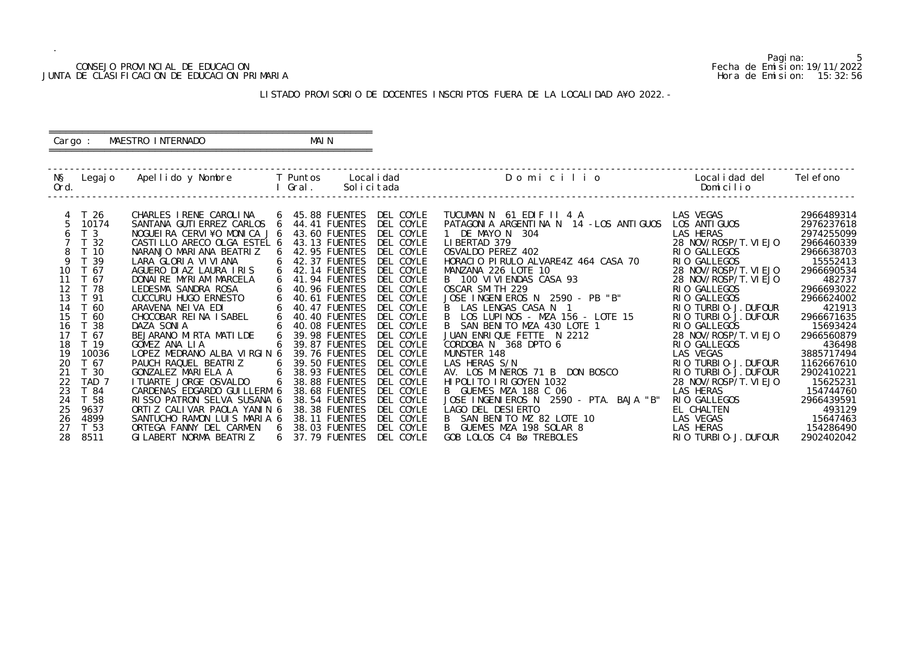CONSEJO PROVINCIAL DE EDUCACION
JUNTA DE CLASIFICACION DE EDUCACION PRIMARIA

Fecha de Emision: 19/11/2022
Hora de Emision: 15:32:56

LISTADO PROVISORIO DE DOCENTES INSCRIPTOS FUERA DE LA LOCALIDAD A¥O 2022.-

Cargo : MAESTRO INTERNADO MAIN

| N§ Ord. | Legajo | Apellido y Nombre | T I | Puntos Gral. | Localidad Solicitada | Domicilio | Localidad del Domicilio | Telefono |
|---|---|---|---|---|---|---|---|---|
| 4 | T 26 | CHARLES IRENE CAROLINA | 6 | 45.88 | FUENTES DEL COYLE | TUCUMAN N 61 EDIF II 4 A | LAS VEGAS | 2966489314 |
| 5 | 10174 | SANTANA GUTIERREZ CARLOS | 6 | 44.41 | FUENTES DEL COYLE | PATAGONIA ARGENTINA N 14 -LOS ANTIGUOS | LOS ANTIGUOS | 2976237618 |
| 6 | T 3 | NOGUEIRA CERVI¥O MONICA J | 6 | 43.60 | FUENTES DEL COYLE | 1 DE MAYO N 304 | LAS HERAS | 2974255099 |
| 7 | T 32 | CASTILLO ARECO OLGA ESTEL | 6 | 43.13 | FUENTES DEL COYLE | LIBERTAD 379 | 28 NOV/ROSP/T.VIEJO | 2966460339 |
| 8 | T 10 | NARANJO MARIANA BEATRIZ | 6 | 42.95 | FUENTES DEL COYLE | OSVALDO PEREZ 402 | RIO GALLEGOS | 2966638703 |
| 9 | T 39 | LARA GLORIA VIVIANA | 6 | 42.37 | FUENTES DEL COYLE | HORACIO PIRULO ALVARE4Z 464 CASA 70 | RIO GALLEGOS | 15552413 |
| 10 | T 67 | AGUERO DIAZ LAURA IRIS | 6 | 42.14 | FUENTES DEL COYLE | MANZANA 226 LOTE 10 | 28 NOV/ROSP/T.VIEJO | 2966690534 |
| 11 | T 67 | DONAIRE MYRIAM MARCELA | 6 | 41.94 | FUENTES DEL COYLE | B 100 VIVIENDAS CASA 93 | 28 NOV/ROSP/T.VIEJO | 482737 |
| 12 | T 78 | LEDESMA SANDRA ROSA | 6 | 40.96 | FUENTES DEL COYLE | OSCAR SMITH 229 | RIO GALLEGOS | 2966693022 |
| 13 | T 91 | CUCCURU HUGO ERNESTO | 6 | 40.61 | FUENTES DEL COYLE | JOSE INGENIEROS N 2590 - PB "B" | RIO GALLEGOS | 2966624002 |
| 14 | T 60 | ARAVENA NEIVA EDI | 6 | 40.47 | FUENTES DEL COYLE | B LAS LENGAS CASA N 1 | RIO TURBIO-J.DUFOUR | 421913 |
| 15 | T 60 | CHOCOBAR REINA ISABEL | 6 | 40.40 | FUENTES DEL COYLE | B LOS LUPINOS - MZA 156 - LOTE 15 | RIO TURBIO-J.DUFOUR | 2966671635 |
| 16 | T 38 | DAZA SONIA | 6 | 40.08 | FUENTES DEL COYLE | B SAN BENITO MZA 430 LOTE 1 | RIO GALLEGOS | 15693424 |
| 17 | T 67 | BEJARANO MIRTA MATILDE | 6 | 39.98 | FUENTES DEL COYLE | JUAN ENRIQUE FETTE N 2212 | 28 NOV/ROSP/T.VIEJO | 2966560879 |
| 18 | T 19 | GOMEZ ANA LIA | 6 | 39.87 | FUENTES DEL COYLE | CORDOBA N 368 DPTO 6 | RIO GALLEGOS | 436498 |
| 19 | 10036 | LOPEZ MEDRANO ALBA VIRGIN | 6 | 39.76 | FUENTES DEL COYLE | MUNSTER 148 | LAS VEGAS | 3885717494 |
| 20 | T 67 | PAUCH RAQUEL BEATRIZ | 6 | 39.50 | FUENTES DEL COYLE | LAS HERAS S/N | RIO TURBIO-J.DUFOUR | 1162667610 |
| 21 | T 30 | GONZALEZ MARIELA A | 6 | 38.93 | FUENTES DEL COYLE | AV. LOS MINEROS 71 B DON BOSCO | RIO TURBIO-J.DUFOUR | 2902410221 |
| 22 | TAD 7 | ITUARTE JORGE OSVALDO | 6 | 38.88 | FUENTES DEL COYLE | HIPOLITO IRIGOYEN 1032 | 28 NOV/ROSP/T.VIEJO | 15625231 |
| 23 | T 84 | CARDENAS EDGARDO GUILLERM | 6 | 38.68 | FUENTES DEL COYLE | B GUEMES MZA 188 C 06 | LAS HERAS | 154744760 |
| 24 | T 58 | RISSO PATRON SELVA SUSANA | 6 | 38.54 | FUENTES DEL COYLE | JOSE INGENIEROS N 2590 - PTA. BAJA "B" | RIO GALLEGOS | 2966439591 |
| 25 | 9637 | ORTIZ CALIVAR PAOLA YANIN | 6 | 38.38 | FUENTES DEL COYLE | LAGO DEL DESIERTO | EL CHALTEN | 493129 |
| 26 | 4899 | SANTUCHO RAMON LUIS MARIA | 6 | 38.11 | FUENTES DEL COYLE | B SAN BENITO MZ 82 LOTE 10 | LAS VEGAS | 15647463 |
| 27 | T 53 | ORTEGA FANNY DEL CARMEN | 6 | 38.03 | FUENTES DEL COYLE | B GUEMES MZA 198 SOLAR 8 | LAS HERAS | 154286490 |
| 28 | 8511 | GILABERT NORMA BEATRIZ | 6 | 37.79 | FUENTES DEL COYLE | GOB LOLOS C4 Bø TREBOLES | RIO TURBIO-J.DUFOUR | 2902402042 |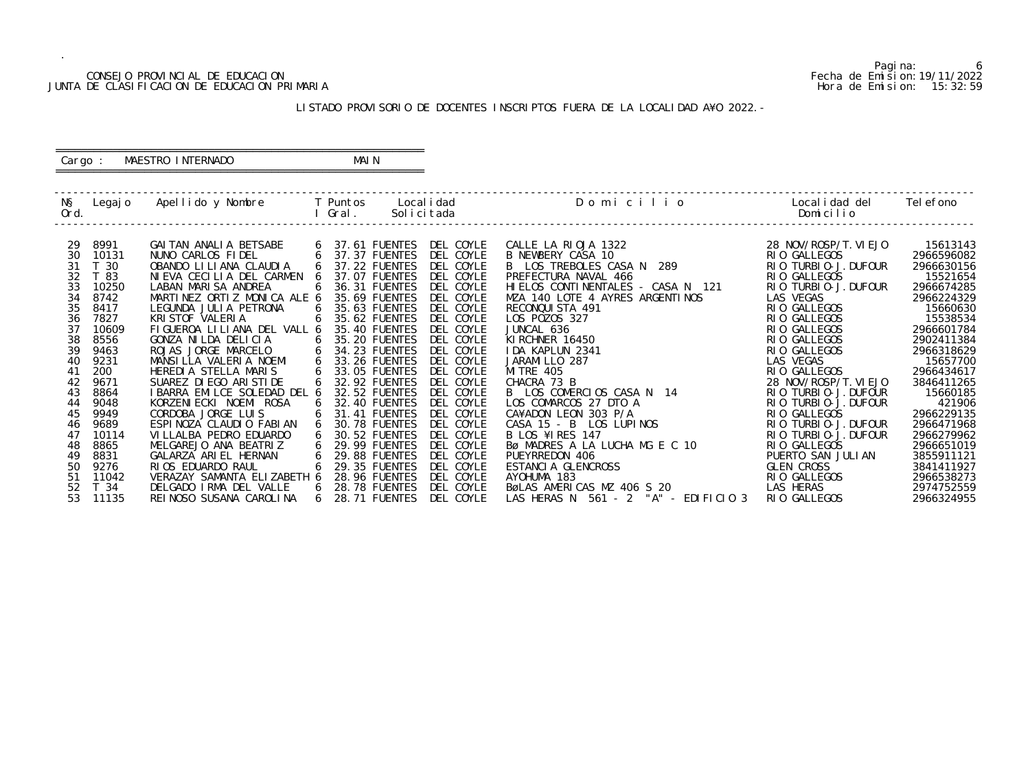CONSEJO PROVINCIAL DE EDUCACION
JUNTA DE CLASIFICACION DE EDUCACION PRIMARIA

Fecha de Emision: 19/11/2022
Hora de Emision: 15:32:59

LISTADO PROVISORIO DE DOCENTES INSCRIPTOS FUERA DE LA LOCALIDAD A¥O 2022.-

Cargo : MAESTRO INTERNADO MAIN

| N§ Ord. | Legajo | Apellido y Nombre | T I | Puntos Gral. | Localidad Solicitada | Domicilio | Localidad del Domicilio | Telefono |
|---|---|---|---|---|---|---|---|---|
| 29 | 8991 | GAITAN ANALIA BETSABE | 6 | 37.61 | FUENTES DEL COYLE | CALLE LA RIOJA 1322 | 28 NOV/ROSP/T.VIEJO | 15613143 |
| 30 | 10131 | NUNO CARLOS FIDEL | 6 | 37.37 | FUENTES DEL COYLE | B NEWBERY CASA 10 | RIO GALLEGOS | 2966596082 |
| 31 | T 30 | OBANDO LILIANA CLAUDIA | 6 | 37.22 | FUENTES DEL COYLE | B LOS TREBOLES CASA N 289 | RIO TURBIO-J.DUFOUR | 2966630156 |
| 32 | T 83 | NIEVA CECILIA DEL CARMEN | 6 | 37.07 | FUENTES DEL COYLE | PREFECTURA NAVAL 466 | RIO GALLEGOS | 15521654 |
| 33 | 10250 | LABAN MARISA ANDREA | 6 | 36.31 | FUENTES DEL COYLE | HIELOS CONTINENTALES - CASA N 121 | RIO TURBIO-J.DUFOUR | 2966674285 |
| 34 | 8742 | MARTINEZ ORTIZ MONICA ALE | 6 | 35.69 | FUENTES DEL COYLE | MZA 140 LOTE 4 AYRES ARGENTINOS | LAS VEGAS | 2966224329 |
| 35 | 8417 | LEGUNDA JULIA PETRONA | 6 | 35.63 | FUENTES DEL COYLE | RECONQUISTA 491 | RIO GALLEGOS | 15660630 |
| 36 | 7827 | KRISTOF VALERIA | 6 | 35.62 | FUENTES DEL COYLE | LOS POZOS 327 | RIO GALLEGOS | 15538534 |
| 37 | 10609 | FIGUEROA LILIANA DEL VALL | 6 | 35.40 | FUENTES DEL COYLE | JUNCAL 636 | RIO GALLEGOS | 2966601784 |
| 38 | 8556 | GONZA NILDA DELICIA | 6 | 35.20 | FUENTES DEL COYLE | KIRCHNER 16450 | RIO GALLEGOS | 2902411384 |
| 39 | 9463 | ROJAS JORGE MARCELO | 6 | 34.23 | FUENTES DEL COYLE | IDA KAPLUN 2341 | RIO GALLEGOS | 2966318629 |
| 40 | 9231 | MANSILLA VALERIA NOEMI | 6 | 33.26 | FUENTES DEL COYLE | JARAMILLO 287 | LAS VEGAS | 15657700 |
| 41 | 200 | HEREDIA STELLA MARIS | 6 | 33.05 | FUENTES DEL COYLE | MITRE 405 | RIO GALLEGOS | 2966434617 |
| 42 | 9671 | SUAREZ DIEGO ARISTIDE | 6 | 32.92 | FUENTES DEL COYLE | CHACRA 73 B | 28 NOV/ROSP/T.VIEJO | 3846411265 |
| 43 | 8864 | IBARRA EMILCE SOLEDAD DEL | 6 | 32.52 | FUENTES DEL COYLE | B LOS COMERCIOS CASA N 14 | RIO TURBIO-J.DUFOUR | 15660185 |
| 44 | 9048 | KORZENIECKI NOEMI ROSA | 6 | 32.40 | FUENTES DEL COYLE | LOS COMARCOS 27 DTO A | RIO TURBIO-J.DUFOUR | 421906 |
| 45 | 9949 | CORDOBA JORGE LUIS | 6 | 31.41 | FUENTES DEL COYLE | CA¥ADON LEON 303 P/A | RIO GALLEGOS | 2966229135 |
| 46 | 9689 | ESPINOZA CLAUDIO FABIAN | 6 | 30.78 | FUENTES DEL COYLE | CASA 15 - B LOS LUPINOS | RIO TURBIO-J.DUFOUR | 2966471968 |
| 47 | 10114 | VILLALBA PEDRO EDUARDO | 6 | 30.52 | FUENTES DEL COYLE | B LOS ¥IRES 147 | RIO TURBIO-J.DUFOUR | 2966279962 |
| 48 | 8865 | MELGAREJO ANA BEATRIZ | 6 | 29.99 | FUENTES DEL COYLE | Bø MADRES A LA LUCHA MG E C 10 | RIO GALLEGOS | 2966651019 |
| 49 | 8831 | GALARZA ARIEL HERNAN | 6 | 29.88 | FUENTES DEL COYLE | PUEYRREDON 406 | PUERTO SAN JULIAN | 3855911121 |
| 50 | 9276 | RIOS EDUARDO RAUL | 6 | 29.35 | FUENTES DEL COYLE | ESTANCIA GLENCROSS | GLEN CROSS | 3841411927 |
| 51 | 11042 | VERAZAY SAMANTA ELIZABETH | 6 | 28.96 | FUENTES DEL COYLE | AYOHUMA 183 | RIO GALLEGOS | 2966538273 |
| 52 | T 34 | DELGADO IRMA DEL VALLE | 6 | 28.78 | FUENTES DEL COYLE | BøLAS AMERICAS MZ 406 S 20 | LAS HERAS | 2974752559 |
| 53 | 11135 | REINOSO SUSANA CAROLINA | 6 | 28.71 | FUENTES DEL COYLE | LAS HERAS N 561 - 2 "A" - EDIFICIO 3 | RIO GALLEGOS | 2966324955 |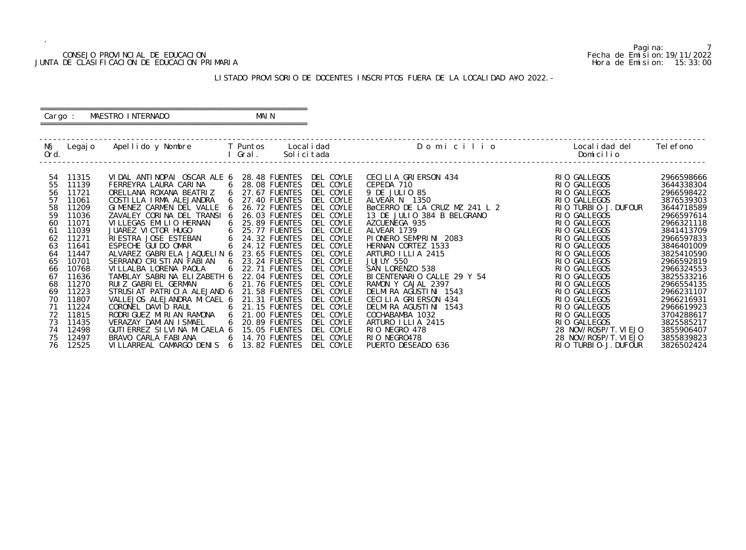CONSEJO PROVINCIAL DE EDUCACION
JUNTA DE CLASIFICACION DE EDUCACION PRIMARIA

Fecha de Emision: 19/11/2022
Hora de Emision: 15:33:00

## LISTADO PROVISORIO DE DOCENTES INSCRIPTOS FUERA DE LA LOCALIDAD A¥O 2022.-

Cargo : MAESTRO INTERNADO MAIN

| N§ Ord. | Legajo | Apellido y Nombre | T I | Puntos Gral. | Localidad Solicitada | Domicilio | Localidad del Domicilio | Telefono |
|---|---|---|---|---|---|---|---|---|
| 54 | 11315 | VIDAL ANTINOPAI OSCAR ALE | 6 | 28.48 | FUENTES DEL COYLE | CECILIA GRIERSON 434 | RIO GALLEGOS | 2966598666 |
| 55 | 11139 | FERREYRA LAURA CARINA | 6 | 28.08 | FUENTES DEL COYLE | CEPEDA 710 | RIO GALLEGOS | 3644338304 |
| 56 | 11721 | ORELLANA ROXANA BEATRIZ | 6 | 27.67 | FUENTES DEL COYLE | 9 DE JULIO 85 | RIO GALLEGOS | 2966598422 |
| 57 | 11061 | COSTILLA IRMA ALEJANDRA | 6 | 27.40 | FUENTES DEL COYLE | ALVEAR N 1350 | RIO GALLEGOS | 3876539303 |
| 58 | 11209 | GIMENEZ CARMEN DEL VALLE | 6 | 26.72 | FUENTES DEL COYLE | BøCERRO DE LA CRUZ MZ 241 L 2 | RIO TURBIO-J.DUFOUR | 3644718589 |
| 59 | 11036 | ZAVALEY CORINA DEL TRANSI | 6 | 26.03 | FUENTES DEL COYLE | 13 DE JULIO 384 B BELGRANO | RIO GALLEGOS | 2966597614 |
| 60 | 11071 | VILLEGAS EMILIO HERNAN | 6 | 25.89 | FUENTES DEL COYLE | AZCUENEGA 935 | RIO GALLEGOS | 2966321118 |
| 61 | 11039 | JUAREZ VICTOR HUGO | 6 | 25.77 | FUENTES DEL COYLE | ALVEAR 1739 | RIO GALLEGOS | 3841413709 |
| 62 | 11271 | RIESTRA JOSE ESTEBAN | 6 | 24.32 | FUENTES DEL COYLE | PIONERO SEMPRINI 2083 | RIO GALLEGOS | 2966597833 |
| 63 | 11641 | ESPECHE GUIDO OMAR | 6 | 24.12 | FUENTES DEL COYLE | HERNAN CORTEZ 1533 | RIO GALLEGOS | 3846401009 |
| 64 | 11447 | ALVAREZ GABRIELA JAQUELIN | 6 | 23.65 | FUENTES DEL COYLE | ARTURO ILLIA 2415 | RIO GALLEGOS | 3825410590 |
| 65 | 10701 | SERRANO CRISTIAN FABIAN | 6 | 23.24 | FUENTES DEL COYLE | JUJUY 550 | RIO GALLEGOS | 2966592819 |
| 66 | 10768 | VILLALBA LORENA PAOLA | 6 | 22.71 | FUENTES DEL COYLE | SAN LORENZO 538 | RIO GALLEGOS | 2966324553 |
| 67 | 11636 | TAMBLAY SABRINA ELIZABETH | 6 | 22.04 | FUENTES DEL COYLE | BICENTENARIO CALLE 29 Y 54 | RIO GALLEGOS | 3825533216 |
| 68 | 11270 | RUIZ GABRIEL GERMAN | 6 | 21.76 | FUENTES DEL COYLE | RAMON Y CAJAL 2397 | RIO GALLEGOS | 2966554135 |
| 69 | 11223 | STRUSIAT PATRICIA ALEJAND | 6 | 21.58 | FUENTES DEL COYLE | DELMIRA AGUSTINI 1543 | RIO GALLEGOS | 2966231107 |
| 70 | 11807 | VALLEJOS ALEJANDRA MICAEL | 6 | 21.31 | FUENTES DEL COYLE | CECILIA GRIERSON 434 | RIO GALLEGOS | 2966216931 |
| 71 | 11224 | CORONEL DAVID RAUL | 6 | 21.15 | FUENTES DEL COYLE | DELMIRA AGUSTINI 1543 | RIO GALLEGOS | 2966619923 |
| 72 | 11815 | RODRIGUEZ MIRIAN RAMONA | 6 | 21.00 | FUENTES DEL COYLE | COCHABAMBA 1032 | RIO GALLEGOS | 3704288617 |
| 73 | 11435 | VERAZAY DAMIAN ISMAEL | 6 | 20.89 | FUENTES DEL COYLE | ARTURO ILLIA 2415 | RIO GALLEGOS | 3825585217 |
| 74 | 12498 | GUTIERREZ SILVINA MICAELA | 6 | 15.05 | FUENTES DEL COYLE | RIO NEGRO 478 | 28 NOV/ROSP/T.VIEJO | 3855906407 |
| 75 | 12497 | BRAVO CARLA FABIANA | 6 | 14.70 | FUENTES DEL COYLE | RIO NEGRO478 | 28 NOV/ROSP/T.VIEJO | 3855839823 |
| 76 | 12525 | VILLARREAL CAMARGO DENIS | 6 | 13.82 | FUENTES DEL COYLE | PUERTO DESEADO 636 | RIO TURBIO-J.DUFOUR | 3826502424 |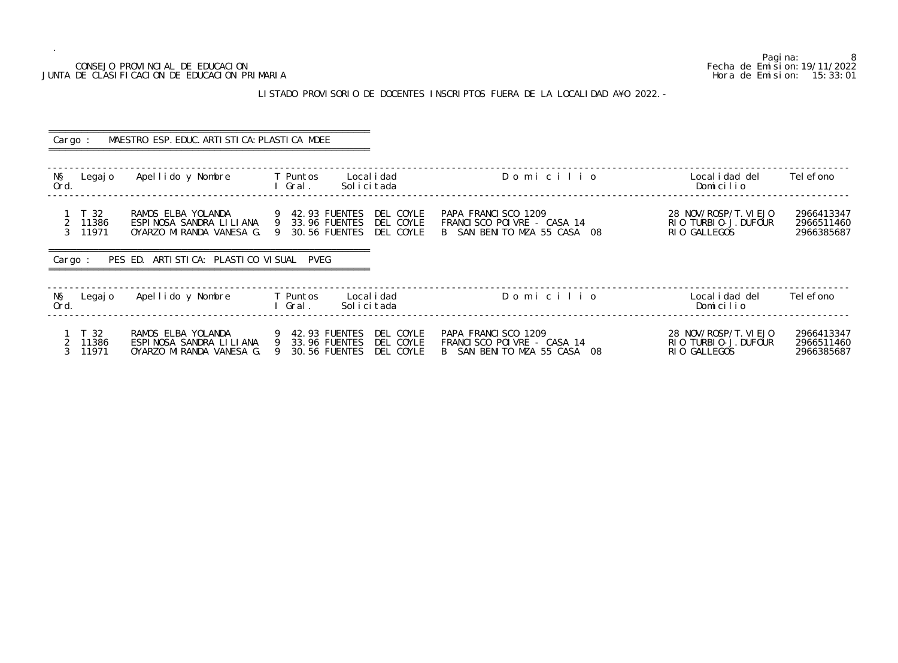CONSEJO PROVINCIAL DE EDUCACION
JUNTA DE CLASIFICACION DE EDUCACION PRIMARIA

Fecha de Emision: 19/11/2022
Hora de Emision: 15:33:01

LISTADO PROVISORIO DE DOCENTES INSCRIPTOS FUERA DE LA LOCALIDAD A¥O 2022.-

Cargo : MAESTRO ESP. EDUC. ARTISTICA: PLASTICA MDEE

| N§ Ord. | Legajo | Apellido y Nombre | T I | Puntos Gral. | Localidad Solicitada | Domicilio | Localidad del Domicilio | Telefono |
|---|---|---|---|---|---|---|---|---|
| 1 | T 32 | RAMOS ELBA YOLANDA | 9 | 42.93 | FUENTES DEL COYLE | PAPA FRANCISCO 1209 | 28 NOV/ROSP/T.VIEJO | 2966413347 |
| 2 | 11386 | ESPINOSA SANDRA LILIANA | 9 | 33.96 | FUENTES DEL COYLE | FRANCISCO POIVRE - CASA 14 | RIO TURBIO-J.DUFOUR | 2966511460 |
| 3 | 11971 | OYARZO MIRANDA VANESA G. | 9 | 30.56 | FUENTES DEL COYLE | B SAN BENITO MZA 55 CASA 08 | RIO GALLEGOS | 2966385687 |

Cargo : PES ED. ARTISTICA: PLASTICO VISUAL PVEG

| N§ Ord. | Legajo | Apellido y Nombre | T I | Puntos Gral. | Localidad Solicitada | Domicilio | Localidad del Domicilio | Telefono |
|---|---|---|---|---|---|---|---|---|
| 1 | T 32 | RAMOS ELBA YOLANDA | 9 | 42.93 | FUENTES DEL COYLE | PAPA FRANCISCO 1209 | 28 NOV/ROSP/T.VIEJO | 2966413347 |
| 2 | 11386 | ESPINOSA SANDRA LILIANA | 9 | 33.96 | FUENTES DEL COYLE | FRANCISCO POIVRE - CASA 14 | RIO TURBIO-J.DUFOUR | 2966511460 |
| 3 | 11971 | OYARZO MIRANDA VANESA G. | 9 | 30.56 | FUENTES DEL COYLE | B SAN BENITO MZA 55 CASA 08 | RIO GALLEGOS | 2966385687 |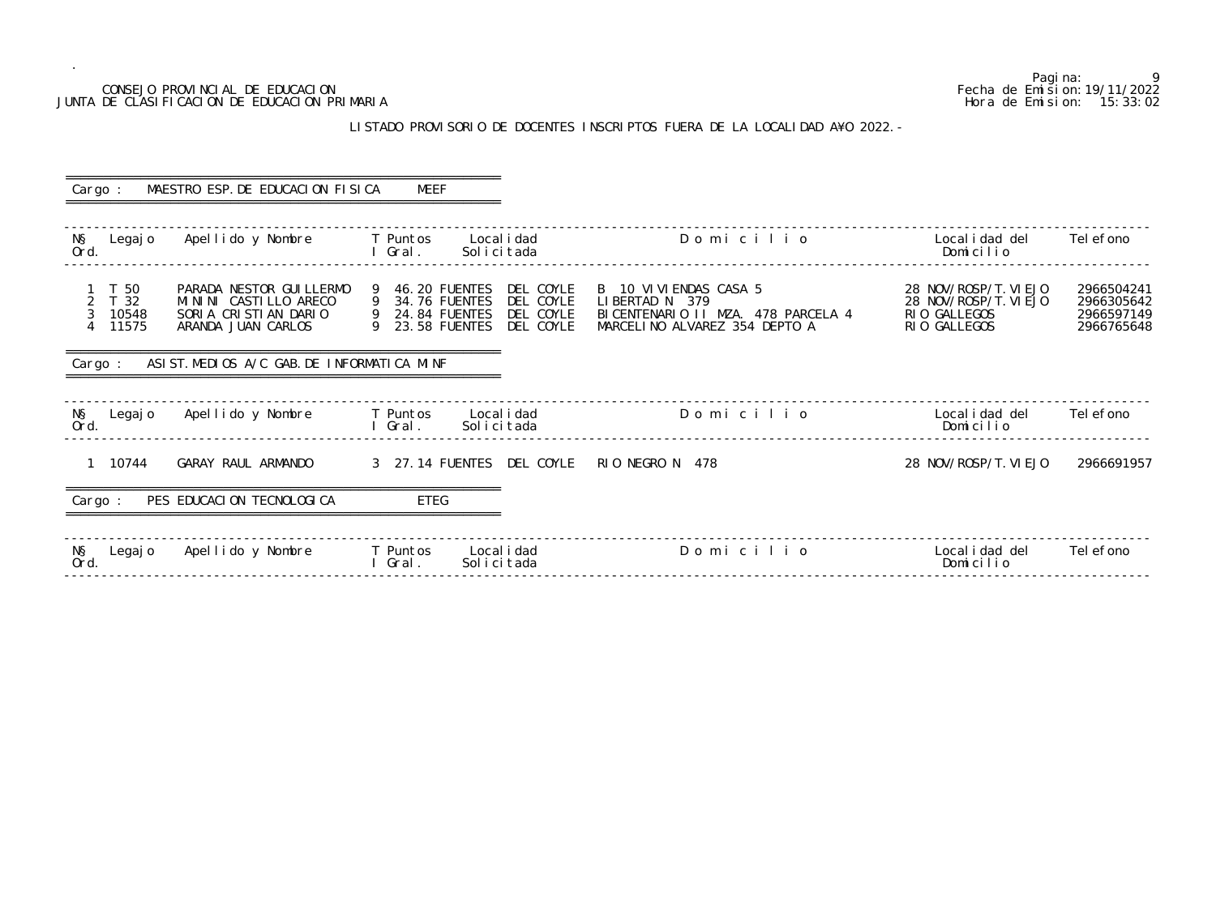CONSEJO PROVINCIAL DE EDUCACION
JUNTA DE CLASIFICACION DE EDUCACION PRIMARIA

Fecha de Emision:19/11/2022
Hora de Emision: 15:33:02

LISTADO PROVISORIO DE DOCENTES INSCRIPTOS FUERA DE LA LOCALIDAD AÑO 2022.-

**Cargo : MAESTRO ESP.DE EDUCACION FISICA MEEF**

| Nº Ord. | Legajo | Apellido y Nombre | T I | Puntos Gral. | Localidad Solicitada | Domicilio | Localidad del Domicilio | Telefono |
|---|---|---|---|---|---|---|---|---|
| 1 | T 50 | PARADA NESTOR GUILLERMO | 9 | 46.20 | FUENTES DEL COYLE | B 10 VIVIENDAS CASA 5 | 28 NOV/ROSP/T.VIEJO | 2966504241 |
| 2 | T 32 | MININI CASTILLO ARECO | 9 | 34.76 | FUENTES DEL COYLE | LIBERTAD N 379 | 28 NOV/ROSP/T.VIEJO | 2966305642 |
| 3 | 10548 | SORIA CRISTIAN DARIO | 9 | 24.84 | FUENTES DEL COYLE | BICENTENARIO II MZA. 478 PARCELA 4 | RIO GALLEGOS | 2966597149 |
| 4 | 11575 | ARANDA JUAN CARLOS | 9 | 23.58 | FUENTES DEL COYLE | MARCELINO ALVAREZ 354 DEPTO A | RIO GALLEGOS | 2966765648 |

**Cargo : ASIST.MEDIOS A/C GAB.DE INFORMATICA MINF**

| Nº Ord. | Legajo | Apellido y Nombre | T I | Puntos Gral. | Localidad Solicitada | Domicilio | Localidad del Domicilio | Telefono |
|---|---|---|---|---|---|---|---|---|
| 1 | 10744 | GARAY RAUL ARMANDO | 3 | 27.14 | FUENTES DEL COYLE | RIO NEGRO N 478 | 28 NOV/ROSP/T.VIEJO | 2966691957 |

**Cargo : PES EDUCACION TECNOLOGICA ETEG**

| Nº Ord. | Legajo | Apellido y Nombre | T I | Puntos Gral. | Localidad Solicitada | Domicilio | Localidad del Domicilio | Telefono |
|---|---|---|---|---|---|---|---|---|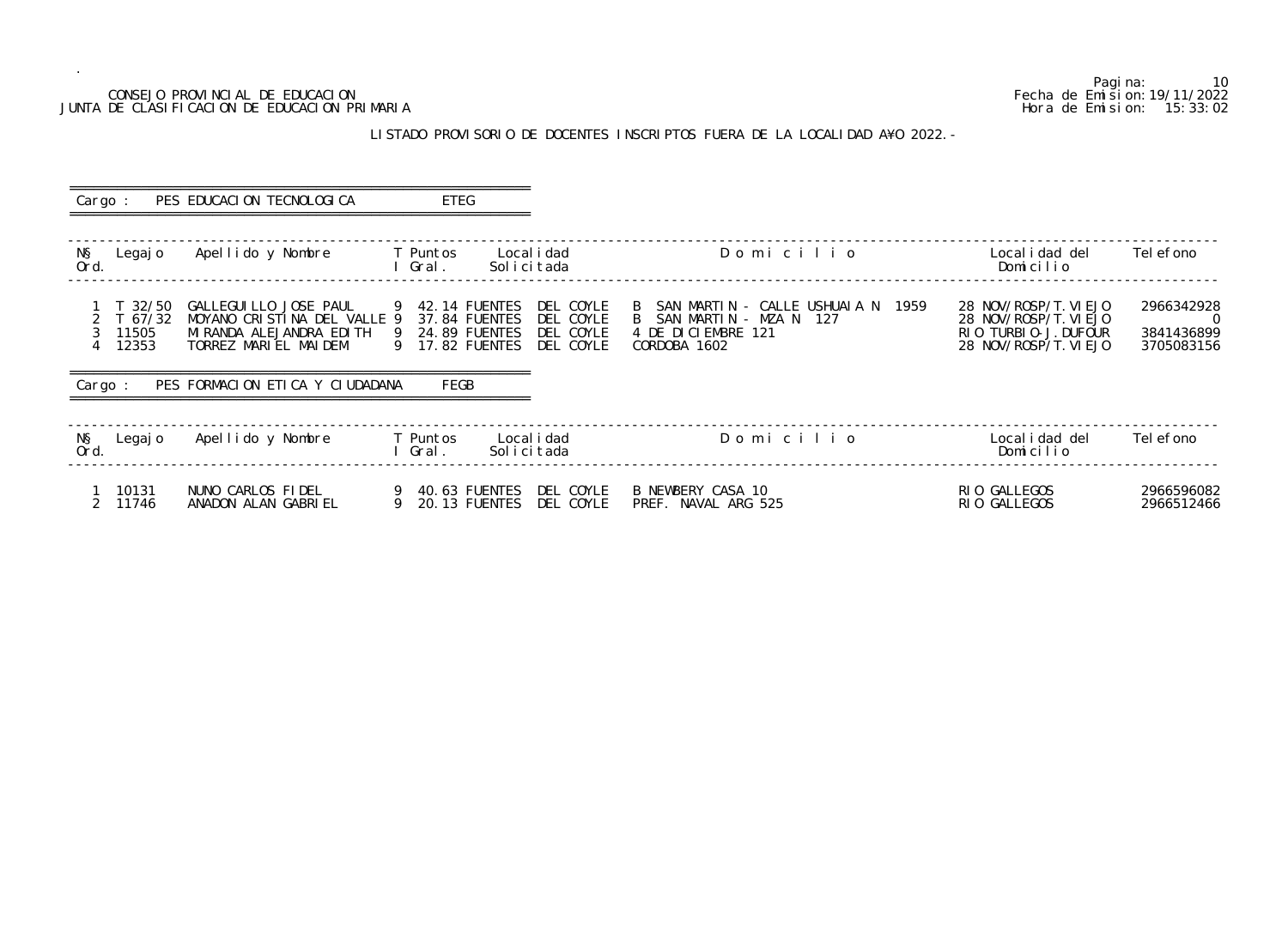CONSEJO PROVINCIAL DE EDUCACION
JUNTA DE CLASIFICACION DE EDUCACION PRIMARIA

Fecha de Emision:19/11/2022
Hora de Emision: 15:33:02

## LISTADO PROVISORIO DE DOCENTES INSCRIPTOS FUERA DE LA LOCALIDAD A¥O 2022.-

**Cargo : PES EDUCACION TECNOLOGICA ETEG**

| N§ Ord. | Legajo | Apellido y Nombre | T I | Puntos Gral. | Localidad Solicitada | Domicilio | Localidad del Domicilio | Telefono |
|---|---|---|---|---|---|---|---|---|
| 1 | T 32/50 | GALLEGUILLO JOSE PAUL | 9 | 42.14 | FUENTES DEL COYLE | B SAN MARTIN - CALLE USHUAIA N 1959 | 28 NOV/ROSP/T.VIEJO | 2966342928 |
| 2 | T 67/32 | MOYANO CRISTINA DEL VALLE | 9 | 37.84 | FUENTES DEL COYLE | B SAN MARTIN - MZA N 127 | 28 NOV/ROSP/T.VIEJO | 0 |
| 3 | 11505 | MIRANDA ALEJANDRA EDITH | 9 | 24.89 | FUENTES DEL COYLE | 4 DE DICIEMBRE 121 | RIO TURBIO-J.DUFOUR | 3841436899 |
| 4 | 12353 | TORREZ MARIEL MAIDEM | 9 | 17.82 | FUENTES DEL COYLE | CORDOBA 1602 | 28 NOV/ROSP/T.VIEJO | 3705083156 |

**Cargo : PES FORMACION ETICA Y CIUDADANA FEGB**

| N§ Ord. | Legajo | Apellido y Nombre | T I | Puntos Gral. | Localidad Solicitada | Domicilio | Localidad del Domicilio | Telefono |
|---|---|---|---|---|---|---|---|---|
| 1 | 10131 | NUNO CARLOS FIDEL | 9 | 40.63 | FUENTES DEL COYLE | B NEWBERY CASA 10 | RIO GALLEGOS | 2966596082 |
| 2 | 11746 | ANADON ALAN GABRIEL | 9 | 20.13 | FUENTES DEL COYLE | PREF. NAVAL ARG 525 | RIO GALLEGOS | 2966512466 |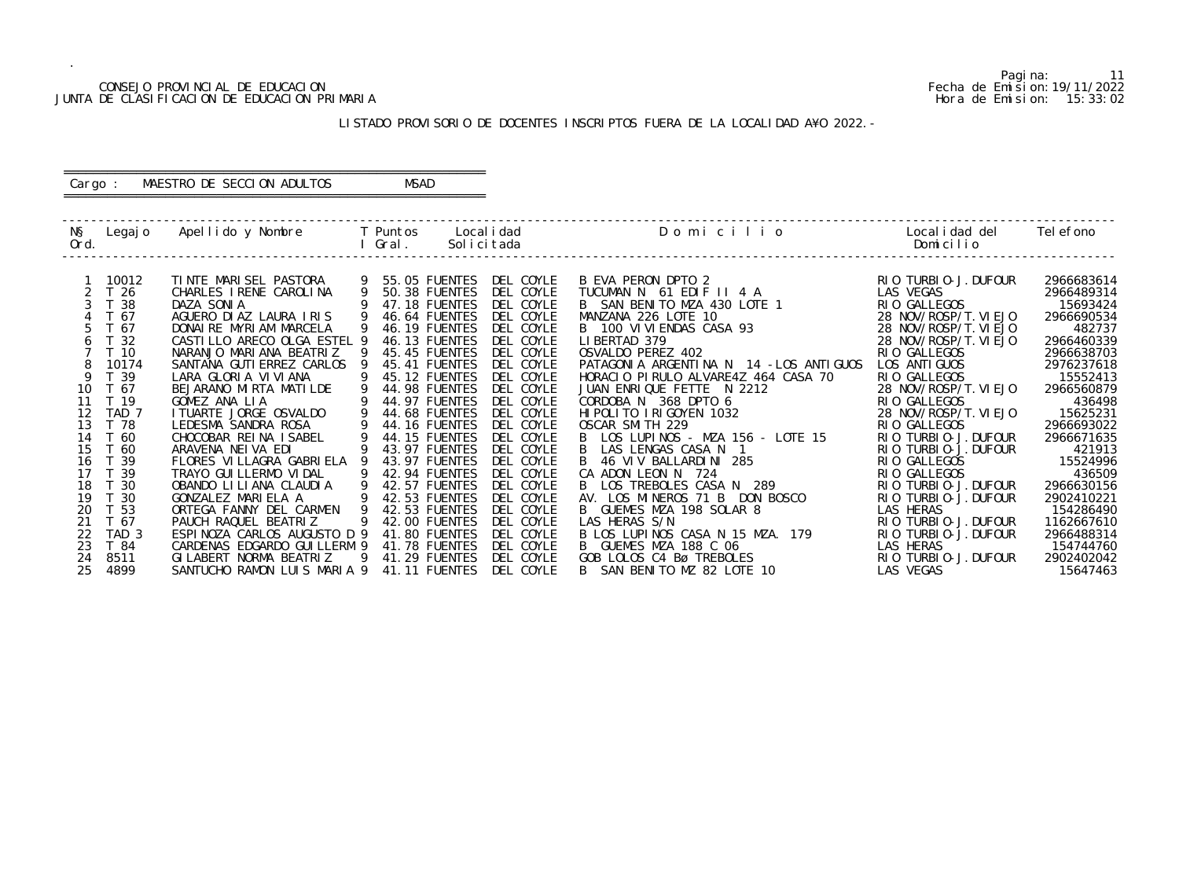CONSEJO PROVINCIAL DE EDUCACION
JUNTA DE CLASIFICACION DE EDUCACION PRIMARIA

Fecha de Emision: 19/11/2022
Hora de Emision: 15:33:02

## LISTADO PROVISORIO DE DOCENTES INSCRIPTOS FUERA DE LA LOCALIDAD A¥O 2022.-

Cargo : MAESTRO DE SECCION ADULTOS MSAD

| N§ Ord. | Legajo | Apellido y Nombre | T I | Puntos Gral. | Localidad Solicitada | Domicilio | Localidad del Domicilio | Telefono |
|---|---|---|---|---|---|---|---|---|
| 1 | 10012 | TINTE MARISEL PASTORA | 9 | 55.05 | FUENTES DEL COYLE | B EVA PERON DPTO 2 | RIO TURBIO-J.DUFOUR | 2966683614 |
| 2 | T 26 | CHARLES IRENE CAROLINA | 9 | 50.38 | FUENTES DEL COYLE | TUCUMAN N 61 EDIF II 4 A | LAS VEGAS | 2966489314 |
| 3 | T 38 | DAZA SONIA | 9 | 47.18 | FUENTES DEL COYLE | B SAN BENITO MZA 430 LOTE 1 | RIO GALLEGOS | 15693424 |
| 4 | T 67 | AGUERO DIAZ LAURA IRIS | 9 | 46.64 | FUENTES DEL COYLE | MANZANA 226 LOTE 10 | 28 NOV/ROSP/T.VIEJO | 2966690534 |
| 5 | T 67 | DONAIRE MYRIAM MARCELA | 9 | 46.19 | FUENTES DEL COYLE | B 100 VIVIENDAS CASA 93 | 28 NOV/ROSP/T.VIEJO | 482737 |
| 6 | T 32 | CASTILLO ARECO OLGA ESTEL | 9 | 46.13 | FUENTES DEL COYLE | LIBERTAD 379 | 28 NOV/ROSP/T.VIEJO | 2966460339 |
| 7 | T 10 | NARANJO MARIANA BEATRIZ | 9 | 45.45 | FUENTES DEL COYLE | OSVALDO PEREZ 402 | RIO GALLEGOS | 2966638703 |
| 8 | 10174 | SANTANA GUTIERREZ CARLOS | 9 | 45.41 | FUENTES DEL COYLE | PATAGONIA ARGENTINA N 14 -LOS ANTIGUOS | LOS ANTIGUOS | 2976237618 |
| 9 | T 39 | LARA GLORIA VIVIANA | 9 | 45.12 | FUENTES DEL COYLE | HORACIO PIRULO ALVARE4Z 464 CASA 70 | RIO GALLEGOS | 15552413 |
| 10 | T 67 | BEJARANO MIRTA MATILDE | 9 | 44.98 | FUENTES DEL COYLE | JUAN ENRIQUE FETTE N 2212 | 28 NOV/ROSP/T.VIEJO | 2966560879 |
| 11 | T 19 | GOMEZ ANA LIA | 9 | 44.97 | FUENTES DEL COYLE | CORDOBA N 368 DPTO 6 | RIO GALLEGOS | 436498 |
| 12 | TAD 7 | ITUARTE JORGE OSVALDO | 9 | 44.68 | FUENTES DEL COYLE | HIPOLITO IRIGOYEN 1032 | 28 NOV/ROSP/T.VIEJO | 15625231 |
| 13 | T 78 | LEDESMA SANDRA ROSA | 9 | 44.16 | FUENTES DEL COYLE | OSCAR SMITH 229 | RIO GALLEGOS | 2966693022 |
| 14 | T 60 | CHOCOBAR REINA ISABEL | 9 | 44.15 | FUENTES DEL COYLE | B LOS LUPINOS - MZA 156 - LOTE 15 | RIO TURBIO-J.DUFOUR | 2966671635 |
| 15 | T 60 | ARAVENA NEIVA EDI | 9 | 43.97 | FUENTES DEL COYLE | B LAS LENGAS CASA N 1 | RIO TURBIO-J.DUFOUR | 421913 |
| 16 | T 39 | FLORES VILLAGRA GABRIELA | 9 | 43.97 | FUENTES DEL COYLE | B 46 VIV BALLARDINI 285 | RIO GALLEGOS | 15524996 |
| 17 | T 39 | TRAYO GUILLERMO VIDAL | 9 | 42.94 | FUENTES DEL COYLE | CA ADON LEON N 724 | RIO GALLEGOS | 436509 |
| 18 | T 30 | OBANDO LILIANA CLAUDIA | 9 | 42.57 | FUENTES DEL COYLE | B LOS TREBOLES CASA N 289 | RIO TURBIO-J.DUFOUR | 2966630156 |
| 19 | T 30 | GONZALEZ MARIELA A | 9 | 42.53 | FUENTES DEL COYLE | AV. LOS MINEROS 71 B DON BOSCO | RIO TURBIO-J.DUFOUR | 2902410221 |
| 20 | T 53 | ORTEGA FANNY DEL CARMEN | 9 | 42.53 | FUENTES DEL COYLE | B GUEMES MZA 198 SOLAR 8 | LAS HERAS | 154286490 |
| 21 | T 67 | PAUCH RAQUEL BEATRIZ | 9 | 42.00 | FUENTES DEL COYLE | LAS HERAS S/N | RIO TURBIO-J.DUFOUR | 1162667610 |
| 22 | TAD 3 | ESPINOZA CARLOS AUGUSTO D | 9 | 41.80 | FUENTES DEL COYLE | B LOS LUPINOS CASA N 15 MZA. 179 | RIO TURBIO-J.DUFOUR | 2966488314 |
| 23 | T 84 | CARDENAS EDGARDO GUILLERM | 9 | 41.78 | FUENTES DEL COYLE | B GUEMES MZA 188 C 06 | LAS HERAS | 154744760 |
| 24 | 8511 | GILABERT NORMA BEATRIZ | 9 | 41.29 | FUENTES DEL COYLE | GOB LOLOS C4 Bø TREBOLES | RIO TURBIO-J.DUFOUR | 2902402042 |
| 25 | 4899 | SANTUCHO RAMON LUIS MARIA | 9 | 41.11 | FUENTES DEL COYLE | B SAN BENITO MZ 82 LOTE 10 | LAS VEGAS | 15647463 |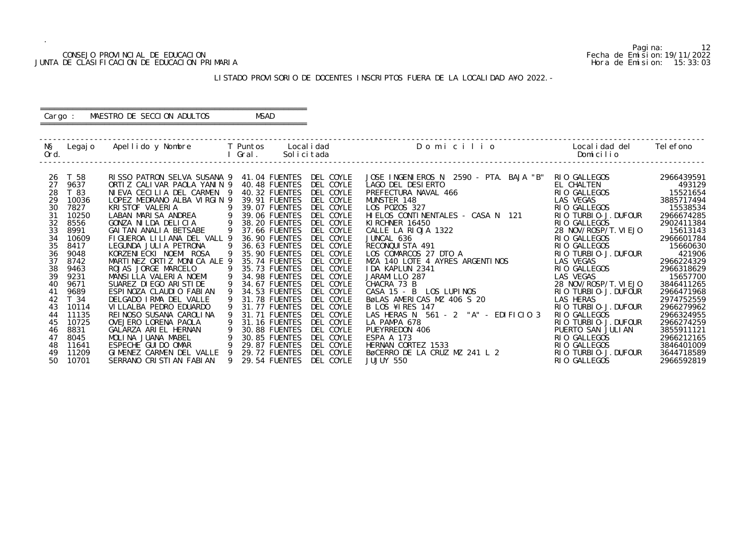CONSEJO PROVINCIAL DE EDUCACION
JUNTA DE CLASIFICACION DE EDUCACION PRIMARIA

Pagina: 12
Fecha de Emision: 19/11/2022
Hora de Emision: 15:33:03

LISTADO PROVISORIO DE DOCENTES INSCRIPTOS FUERA DE LA LOCALIDAD A¥O 2022.-

Cargo : MAESTRO DE SECCION ADULTOS MSAD

| N§ Ord. | Legajo | Apellido y Nombre | T I | Puntos Gral. | Localidad Solicitada | Domicilio | Localidad del Domicilio | Telefono |
|---|---|---|---|---|---|---|---|---|
| 26 | T 58 | RISSO PATRON SELVA SUSANA | 9 | 41.04 | FUENTES DEL COYLE | JOSE INGENIEROS N 2590 - PTA. BAJA "B" | RIO GALLEGOS | 2966439591 |
| 27 | 9637 | ORTIZ CALIVAR PAOLA YANIN | 9 | 40.48 | FUENTES DEL COYLE | LAGO DEL DESIERTO | EL CHALTEN | 493129 |
| 28 | T 83 | NIEVA CECILIA DEL CARMEN | 9 | 40.32 | FUENTES DEL COYLE | PREFECTURA NAVAL 466 | RIO GALLEGOS | 15521654 |
| 29 | 10036 | LOPEZ MEDRANO ALBA VIRGIN | 9 | 39.91 | FUENTES DEL COYLE | MUNSTER 148 | LAS VEGAS | 3885717494 |
| 30 | 7827 | KRISTOF VALERIA | 9 | 39.07 | FUENTES DEL COYLE | LOS POZOS 327 | RIO GALLEGOS | 15538534 |
| 31 | 10250 | LABAN MARISA ANDREA | 9 | 39.06 | FUENTES DEL COYLE | HIELOS CONTINENTALES - CASA N 121 | RIO TURBIO-J.DUFOUR | 2966674285 |
| 32 | 8556 | GONZA NILDA DELICIA | 9 | 38.20 | FUENTES DEL COYLE | KIRCHNER 16450 | RIO GALLEGOS | 2902411384 |
| 33 | 8991 | GAITAN ANALIA BETSABE | 9 | 37.66 | FUENTES DEL COYLE | CALLE LA RIOJA 1322 | 28 NOV/ROSP/T.VIEJO | 15613143 |
| 34 | 10609 | FIGUEROA LILIANA DEL VALL | 9 | 36.90 | FUENTES DEL COYLE | JUNCAL 636 | RIO GALLEGOS | 2966601784 |
| 35 | 8417 | LEGUNDA JULIA PETRONA | 9 | 36.63 | FUENTES DEL COYLE | RECONQUISTA 491 | RIO GALLEGOS | 15660630 |
| 36 | 9048 | KORZENIECKI NOEMI ROSA | 9 | 35.90 | FUENTES DEL COYLE | LOS COMARCOS 27 DTO A | RIO TURBIO-J.DUFOUR | 421906 |
| 37 | 8742 | MARTINEZ ORTIZ MONICA ALE | 9 | 35.74 | FUENTES DEL COYLE | MZA 140 LOTE 4 AYRES ARGENTINOS | LAS VEGAS | 2966224329 |
| 38 | 9463 | ROJAS JORGE MARCELO | 9 | 35.73 | FUENTES DEL COYLE | IDA KAPLUN 2341 | RIO GALLEGOS | 2966318629 |
| 39 | 9231 | MANSILLA VALERIA NOEMI | 9 | 34.98 | FUENTES DEL COYLE | JARAMILLO 287 | LAS VEGAS | 15657700 |
| 40 | 9671 | SUAREZ DIEGO ARISTIDE | 9 | 34.67 | FUENTES DEL COYLE | CHACRA 73 B | 28 NOV/ROSP/T.VIEJO | 3846411265 |
| 41 | 9689 | ESPINOZA CLAUDIO FABIAN | 9 | 34.53 | FUENTES DEL COYLE | CASA 15 - B LOS LUPINOS | RIO TURBIO-J.DUFOUR | 2966471968 |
| 42 | T 34 | DELGADO IRMA DEL VALLE | 9 | 31.78 | FUENTES DEL COYLE | BøLAS AMERICAS MZ 406 S 20 | LAS HERAS | 2974752559 |
| 43 | 10114 | VILLALBA PEDRO EDUARDO | 9 | 31.77 | FUENTES DEL COYLE | B LOS ¥IRES 147 | RIO TURBIO-J.DUFOUR | 2966279962 |
| 44 | 11135 | REINOSO SUSANA CAROLINA | 9 | 31.71 | FUENTES DEL COYLE | LAS HERAS N 561 - 2 "A" - EDIFICIO 3 | RIO GALLEGOS | 2966324955 |
| 45 | 10725 | OVEJERO LORENA PAOLA | 9 | 31.16 | FUENTES DEL COYLE | LA PAMPA 678 | RIO TURBIO-J.DUFOUR | 2966274259 |
| 46 | 8831 | GALARZA ARIEL HERNAN | 9 | 30.88 | FUENTES DEL COYLE | PUEYRREDON 406 | PUERTO SAN JULIAN | 3855911121 |
| 47 | 8045 | MOLINA JUANA MABEL | 9 | 30.85 | FUENTES DEL COYLE | ESPA A 173 | RIO GALLEGOS | 2966212165 |
| 48 | 11641 | ESPECHE GUIDO OMAR | 9 | 29.87 | FUENTES DEL COYLE | HERNAN CORTEZ 1533 | RIO GALLEGOS | 3846401009 |
| 49 | 11209 | GIMENEZ CARMEN DEL VALLE | 9 | 29.72 | FUENTES DEL COYLE | BøCERRO DE LA CRUZ MZ 241 L 2 | RIO TURBIO-J.DUFOUR | 3644718589 |
| 50 | 10701 | SERRANO CRISTIAN FABIAN | 9 | 29.54 | FUENTES DEL COYLE | JUJUY 550 | RIO GALLEGOS | 2966592819 |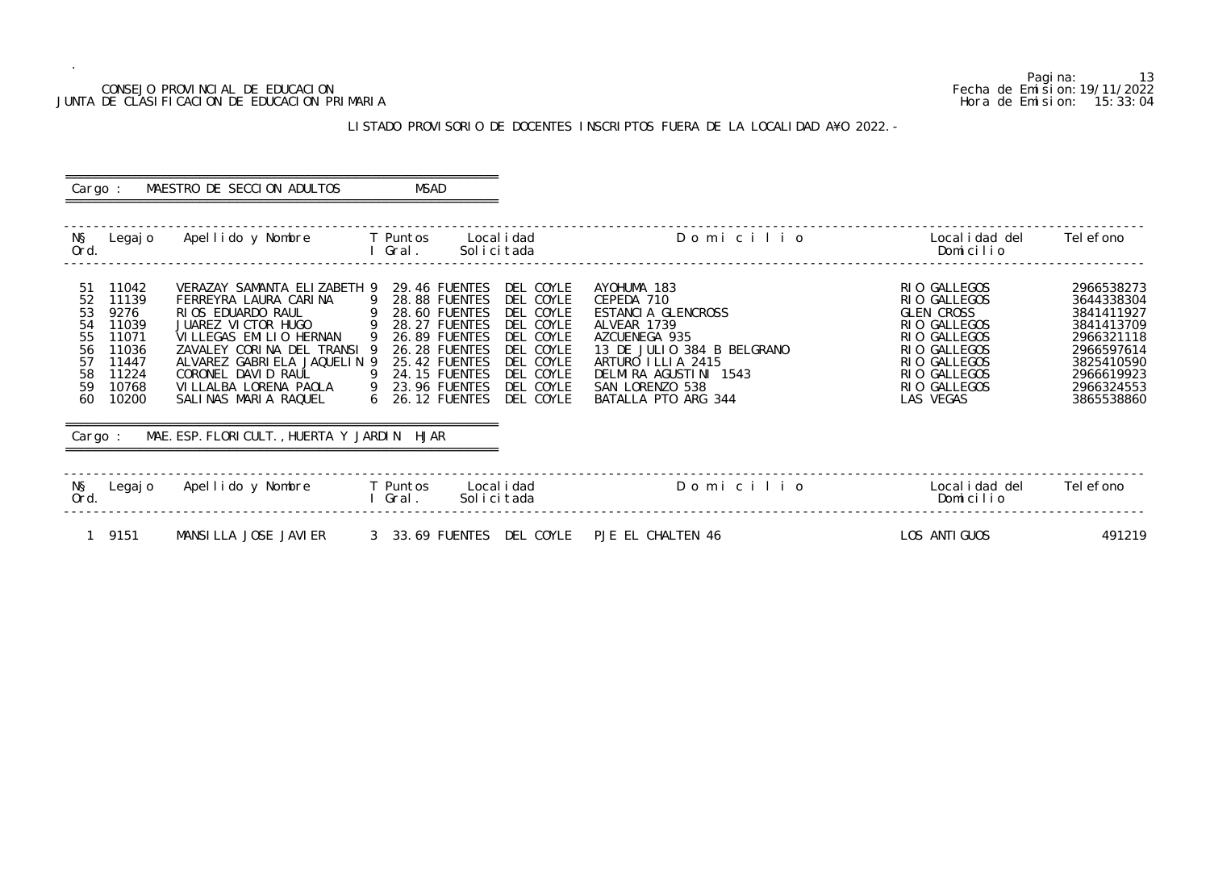CONSEJO PROVINCIAL DE EDUCACION
JUNTA DE CLASIFICACION DE EDUCACION PRIMARIA

Fecha de Emision: 19/11/2022
Hora de Emision: 15:33:04

## LISTADO PROVISORIO DE DOCENTES INSCRIPTOS FUERA DE LA LOCALIDAD A¥O 2022.-

**Cargo : MAESTRO DE SECCION ADULTOS MSAD**

| Nº Ord. | Legajo | Apellido y Nombre | TI | Puntos Gral. | Localidad Solicitada | Domicilio | Localidad del Domicilio | Telefono |
|---|---|---|---|---|---|---|---|---|
| 51 | 11042 | VERAZAY SAMANTA ELIZABETH | 9 | 29.46 | FUENTES DEL COYLE | AYOHUMA 183 | RIO GALLEGOS | 2966538273 |
| 52 | 11139 | FERREYRA LAURA CARINA | 9 | 28.88 | FUENTES DEL COYLE | CEPEDA 710 | RIO GALLEGOS | 3644338304 |
| 53 | 9276 | RIOS EDUARDO RAUL | 9 | 28.60 | FUENTES DEL COYLE | ESTANCIA GLENCROSS | GLEN CROSS | 3841411927 |
| 54 | 11039 | JUAREZ VICTOR HUGO | 9 | 28.27 | FUENTES DEL COYLE | ALVEAR 1739 | RIO GALLEGOS | 3841413709 |
| 55 | 11071 | VILLEGAS EMILIO HERNAN | 9 | 26.89 | FUENTES DEL COYLE | AZCUENEGA 935 | RIO GALLEGOS | 2966321118 |
| 56 | 11036 | ZAVALEY CORINA DEL TRANSI | 9 | 26.28 | FUENTES DEL COYLE | 13 DE JULIO 384 B BELGRANO | RIO GALLEGOS | 2966597614 |
| 57 | 11447 | ALVAREZ GABRIELA JAQUELIN | 9 | 25.42 | FUENTES DEL COYLE | ARTURO ILLIA 2415 | RIO GALLEGOS | 3825410590 |
| 58 | 11224 | CORONEL DAVID RAUL | 9 | 24.15 | FUENTES DEL COYLE | DELMIRA AGUSTINI 1543 | RIO GALLEGOS | 2966619923 |
| 59 | 10768 | VILLALBA LORENA PAOLA | 9 | 23.96 | FUENTES DEL COYLE | SAN LORENZO 538 | RIO GALLEGOS | 2966324553 |
| 60 | 10200 | SALINAS MARIA RAQUEL | 6 | 26.12 | FUENTES DEL COYLE | BATALLA PTO ARG 344 | LAS VEGAS | 3865538860 |

**Cargo : MAE.ESP.FLORICULT.,HUERTA Y JARDIN HJAR**

| Nº Ord. | Legajo | Apellido y Nombre | TI | Puntos Gral. | Localidad Solicitada | Domicilio | Localidad del Domicilio | Telefono |
|---|---|---|---|---|---|---|---|---|
| 1 | 9151 | MANSILLA JOSE JAVIER | 3 | 33.69 | FUENTES DEL COYLE | PJE EL CHALTEN 46 | LOS ANTIGUOS | 491219 |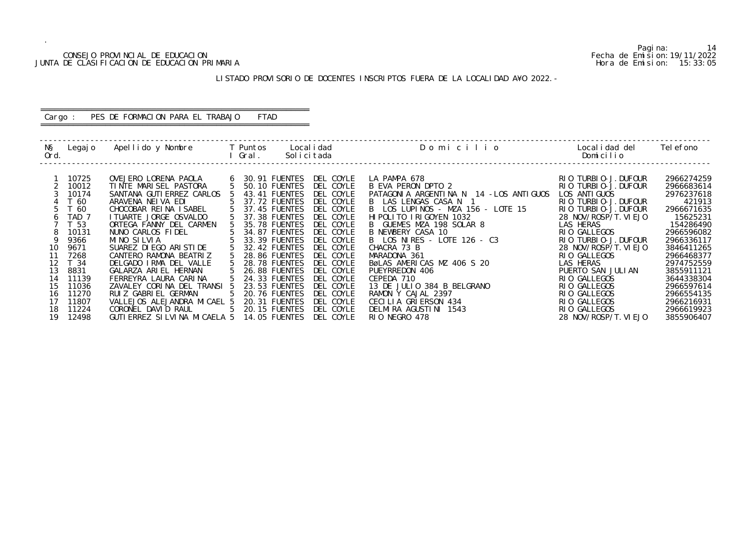CONSEJO PROVINCIAL DE EDUCACION
JUNTA DE CLASIFICACION DE EDUCACION PRIMARIA

Fecha de Emision:19/11/2022
Hora de Emision: 15:33:05

LISTADO PROVISORIO DE DOCENTES INSCRIPTOS FUERA DE LA LOCALIDAD A¥O 2022.-

Cargo : PES DE FORMACION PARA EL TRABAJO FTAD

| N§ Ord. | Legajo | Apellido y Nombre | T I | Puntos Gral. | Localidad Solicitada | Domicilio | Localidad del Domicilio | Telefono |
|---|---|---|---|---|---|---|---|---|
| 1 | 10725 | OVEJERO LORENA PAOLA | 6 | 30.91 | FUENTES DEL COYLE | LA PAMPA 678 | RIO TURBIO-J.DUFOUR | 2966274259 |
| 2 | 10012 | TINTE MARISEL PASTORA | 5 | 50.10 | FUENTES DEL COYLE | B EVA PERON DPTO 2 | RIO TURBIO-J.DUFOUR | 2966683614 |
| 3 | 10174 | SANTANA GUTIERREZ CARLOS | 5 | 43.41 | FUENTES DEL COYLE | PATAGONIA ARGENTINA N 14 -LOS ANTIGUOS | LOS ANTIGUOS | 2976237618 |
| 4 | T 60 | ARAVENA NEIVA EDI | 5 | 37.72 | FUENTES DEL COYLE | B LAS LENGAS CASA N 1 | RIO TURBIO-J.DUFOUR | 421913 |
| 5 | T 60 | CHOCOBAR REINA ISABEL | 5 | 37.45 | FUENTES DEL COYLE | B LOS LUPINOS - MZA 156 - LOTE 15 | RIO TURBIO-J.DUFOUR | 2966671635 |
| 6 | TAD 7 | ITUARTE JORGE OSVALDO | 5 | 37.38 | FUENTES DEL COYLE | HIPOLITO IRIGOYEN 1032 | 28 NOV/ROSP/T.VIEJO | 15625231 |
| 7 | T 53 | ORTEGA FANNY DEL CARMEN | 5 | 35.78 | FUENTES DEL COYLE | B GUEMES MZA 198 SOLAR 8 | LAS HERAS | 154286490 |
| 8 | 10131 | NUNO CARLOS FIDEL | 5 | 34.87 | FUENTES DEL COYLE | B NEWBERY CASA 10 | RIO GALLEGOS | 2966596082 |
| 9 | 9366 | MINO SILVIA | 5 | 33.39 | FUENTES DEL COYLE | B LOS NIRES - LOTE 126 - C3 | RIO TURBIO-J.DUFOUR | 2966336117 |
| 10 | 9671 | SUAREZ DIEGO ARISTIDE | 5 | 32.42 | FUENTES DEL COYLE | CHACRA 73 B | 28 NOV/ROSP/T.VIEJO | 3846411265 |
| 11 | 7268 | CANTERO RAMONA BEATRIZ | 5 | 28.86 | FUENTES DEL COYLE | MARADONA 361 | RIO GALLEGOS | 2966468377 |
| 12 | T 34 | DELGADO IRMA DEL VALLE | 5 | 28.78 | FUENTES DEL COYLE | BøLAS AMERICAS MZ 406 S 20 | LAS HERAS | 2974752559 |
| 13 | 8831 | GALARZA ARIEL HERNAN | 5 | 26.88 | FUENTES DEL COYLE | PUEYRREDON 406 | PUERTO SAN JULIAN | 3855911121 |
| 14 | 11139 | FERREYRA LAURA CARINA | 5 | 24.33 | FUENTES DEL COYLE | CEPEDA 710 | RIO GALLEGOS | 3644338304 |
| 15 | 11036 | ZAVALEY CORINA DEL TRANSI | 5 | 23.53 | FUENTES DEL COYLE | 13 DE JULIO 384 B BELGRANO | RIO GALLEGOS | 2966597614 |
| 16 | 11270 | RUIZ GABRIEL GERMAN | 5 | 20.76 | FUENTES DEL COYLE | RAMON Y CAJAL 2397 | RIO GALLEGOS | 2966554135 |
| 17 | 11807 | VALLEJOS ALEJANDRA MICAEL | 5 | 20.31 | FUENTES DEL COYLE | CECILIA GRIERSON 434 | RIO GALLEGOS | 2966216931 |
| 18 | 11224 | CORONEL DAVID RAUL | 5 | 20.15 | FUENTES DEL COYLE | DELMIRA AGUSTINI 1543 | RIO GALLEGOS | 2966619923 |
| 19 | 12498 | GUTIERREZ SILVINA MICAELA | 5 | 14.05 | FUENTES DEL COYLE | RIO NEGRO 478 | 28 NOV/ROSP/T.VIEJO | 3855906407 |